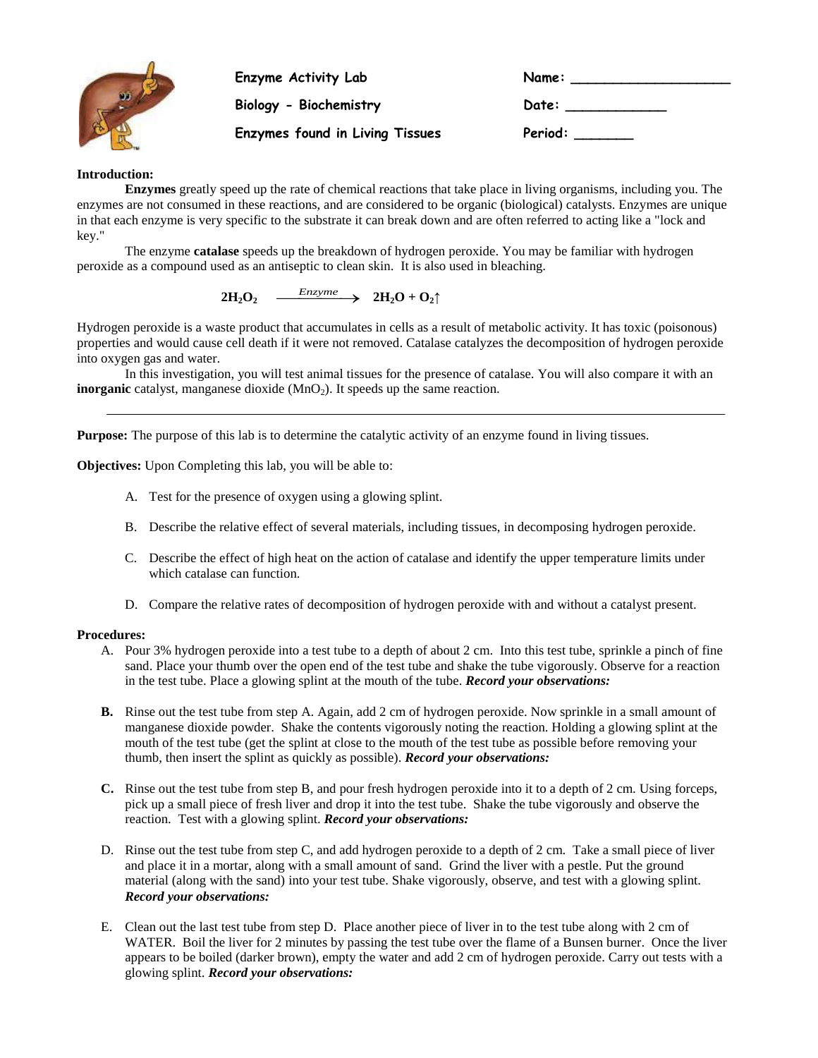**Enzyme Activity Lab**

**Biology - Biochemistry**

**Enzymes found in Living Tissues**

Name: ___________________

Date: ____________

Period: _______

**Introduction:**

**Enzymes** greatly speed up the rate of chemical reactions that take place in living organisms, including you. The enzymes are not consumed in these reactions, and are considered to be organic (biological) catalysts. Enzymes are unique in that each enzyme is very specific to the substrate it can break down and are often referred to acting like a "lock and key."

The enzyme **catalase** speeds up the breakdown of hydrogen peroxide. You may be familiar with hydrogen peroxide as a compound used as an antiseptic to clean skin. It is also used in bleaching.

$$2H_2O_2 \xrightarrow{Enzyme} 2H_2O + O_2\uparrow$$

Hydrogen peroxide is a waste product that accumulates in cells as a result of metabolic activity. It has toxic (poisonous) properties and would cause cell death if it were not removed. Catalase catalyzes the decomposition of hydrogen peroxide into oxygen gas and water.

In this investigation, you will test animal tissues for the presence of catalase. You will also compare it with an **inorganic** catalyst, manganese dioxide ($MnO_2$). It speeds up the same reaction.

---

**Purpose:** The purpose of this lab is to determine the catalytic activity of an enzyme found in living tissues.

**Objectives:** Upon Completing this lab, you will be able to:

A. Test for the presence of oxygen using a glowing splint.

B. Describe the relative effect of several materials, including tissues, in decomposing hydrogen peroxide.

C. Describe the effect of high heat on the action of catalase and identify the upper temperature limits under which catalase can function.

D. Compare the relative rates of decomposition of hydrogen peroxide with and without a catalyst present.

**Procedures:**

A. Pour 3% hydrogen peroxide into a test tube to a depth of about 2 cm. Into this test tube, sprinkle a pinch of fine sand. Place your thumb over the open end of the test tube and shake the tube vigorously. Observe for a reaction in the test tube. Place a glowing splint at the mouth of the tube. ***Record your observations:***

**B.** Rinse out the test tube from step A. Again, add 2 cm of hydrogen peroxide. Now sprinkle in a small amount of manganese dioxide powder. Shake the contents vigorously noting the reaction. Holding a glowing splint at the mouth of the test tube (get the splint at close to the mouth of the test tube as possible before removing your thumb, then insert the splint as quickly as possible). ***Record your observations:***

**C.** Rinse out the test tube from step B, and pour fresh hydrogen peroxide into it to a depth of 2 cm. Using forceps, pick up a small piece of fresh liver and drop it into the test tube. Shake the tube vigorously and observe the reaction. Test with a glowing splint. ***Record your observations:***

D. Rinse out the test tube from step C, and add hydrogen peroxide to a depth of 2 cm. Take a small piece of liver and place it in a mortar, along with a small amount of sand. Grind the liver with a pestle. Put the ground material (along with the sand) into your test tube. Shake vigorously, observe, and test with a glowing splint. ***Record your observations:***

E. Clean out the last test tube from step D. Place another piece of liver in to the test tube along with 2 cm of WATER. Boil the liver for 2 minutes by passing the test tube over the flame of a Bunsen burner. Once the liver appears to be boiled (darker brown), empty the water and add 2 cm of hydrogen peroxide. Carry out tests with a glowing splint. ***Record your observations:***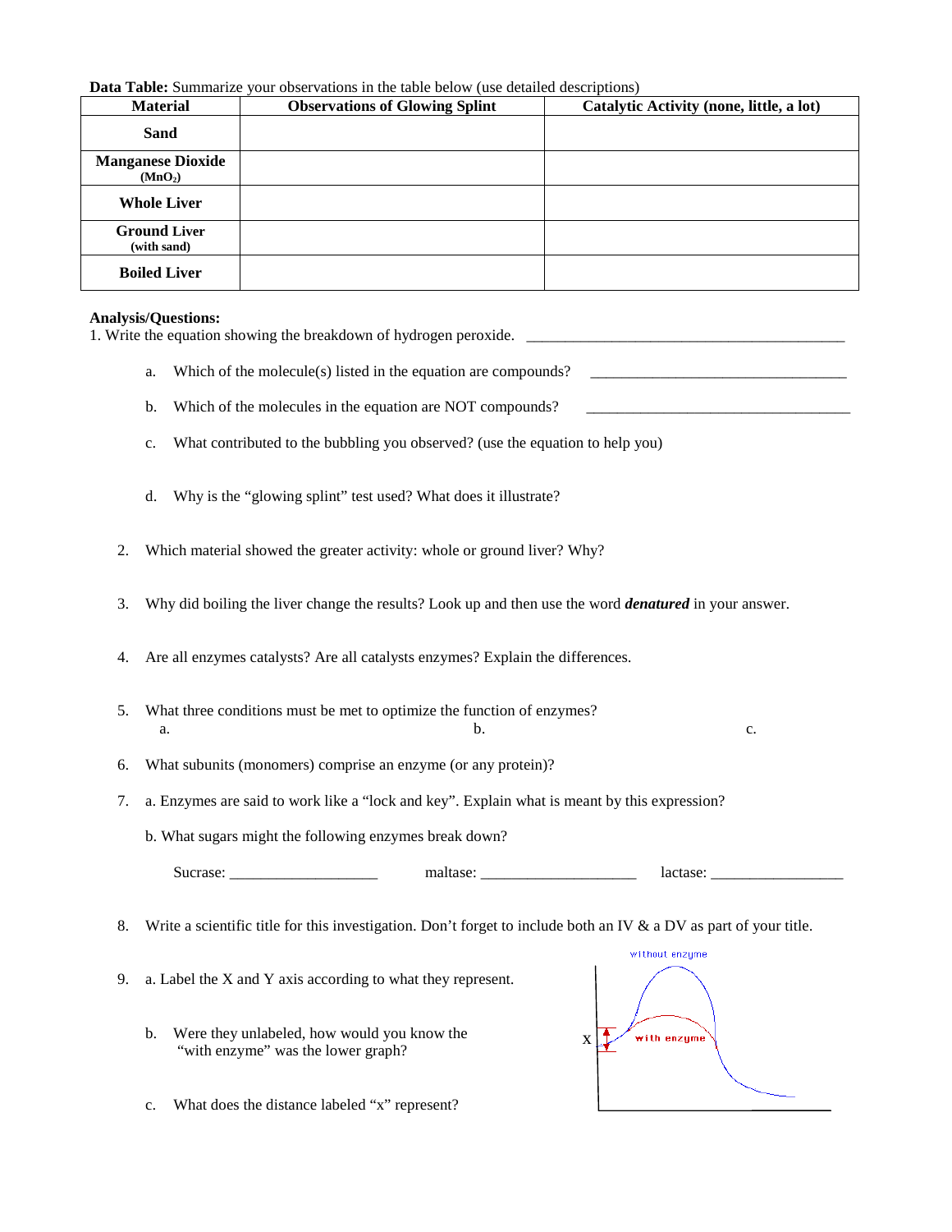**Data Table:** Summarize your observations in the table below (use detailed descriptions)

| Material | Observations of Glowing Splint | Catalytic Activity (none, little, a lot) |
|---|---|---|
| **Sand** | | |
| **Manganese Dioxide** ($MnO_2$) | | |
| **Whole Liver** | | |
| **Ground Liver** (with sand) | | |
| **Boiled Liver** | | |

**Analysis/Questions:**

1. Write the equation showing the breakdown of hydrogen peroxide. ___________________________________________

   a. Which of the molecule(s) listed in the equation are compounds? __________________________________

   b. Which of the molecules in the equation are NOT compounds? ___________________________________

   c. What contributed to the bubbling you observed? (use the equation to help you)

   d. Why is the "glowing splint" test used? What does it illustrate?

2. Which material showed the greater activity: whole or ground liver? Why?

3. Why did boiling the liver change the results? Look up and then use the word ***denatured*** in your answer.

4. Are all enzymes catalysts? Are all catalysts enzymes? Explain the differences.

5. What three conditions must be met to optimize the function of enzymes?
   a. b. c.

6. What subunits (monomers) comprise an enzyme (or any protein)?

7. a. Enzymes are said to work like a "lock and key". Explain what is meant by this expression?

   b. What sugars might the following enzymes break down?

   Sucrase: ___________________ maltase: ____________________ lactase: _________________

8. Write a scientific title for this investigation. Don't forget to include both an IV & a DV as part of your title.

9. a. Label the X and Y axis according to what they represent.

   b. Were they unlabeled, how would you know the "with enzyme" was the lower graph?

   c. What does the distance labeled "x" represent?

without enzyme

with enzyme

X